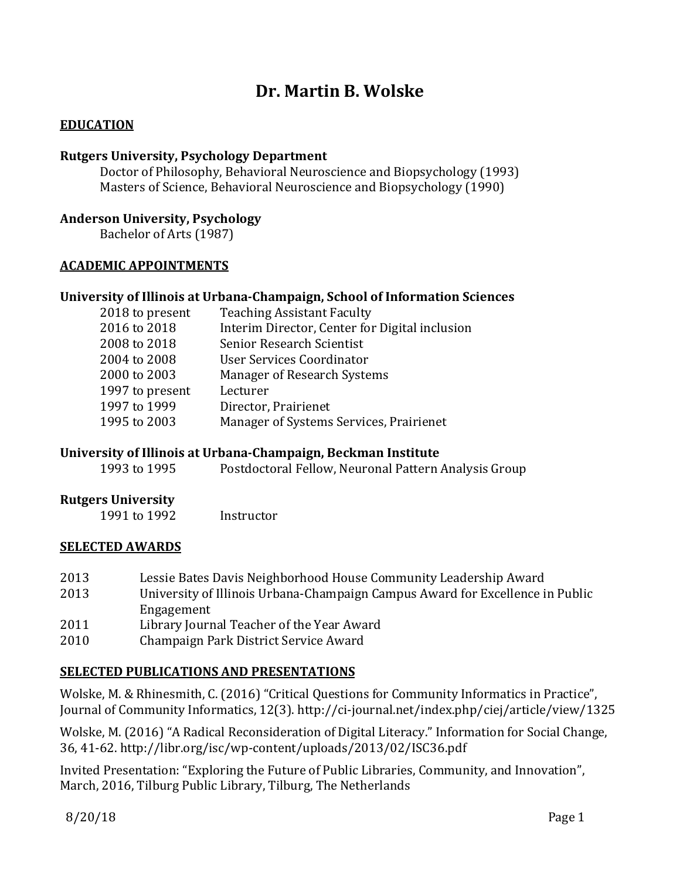# Dr. Martin B. Wolske

## EDUCATION

**Rutgers University, Psychology Department**
Doctor of Philosophy, Behavioral Neuroscience and Biopsychology (1993)
Masters of Science, Behavioral Neuroscience and Biopsychology (1990)

**Anderson University, Psychology**
Bachelor of Arts (1987)

## ACADEMIC APPOINTMENTS

**University of Illinois at Urbana-Champaign, School of Information Sciences**

| | |
|---|---|
| 2018 to present | Teaching Assistant Faculty |
| 2016 to 2018 | Interim Director, Center for Digital inclusion |
| 2008 to 2018 | Senior Research Scientist |
| 2004 to 2008 | User Services Coordinator |
| 2000 to 2003 | Manager of Research Systems |
| 1997 to present | Lecturer |
| 1997 to 1999 | Director, Prairienet |
| 1995 to 2003 | Manager of Systems Services, Prairienet |

**University of Illinois at Urbana-Champaign, Beckman Institute**

| | |
|---|---|
| 1993 to 1995 | Postdoctoral Fellow, Neuronal Pattern Analysis Group |

**Rutgers University**

| | |
|---|---|
| 1991 to 1992 | Instructor |

## SELECTED AWARDS

| | |
|---|---|
| 2013 | Lessie Bates Davis Neighborhood House Community Leadership Award |
| 2013 | University of Illinois Urbana-Champaign Campus Award for Excellence in Public Engagement |
| 2011 | Library Journal Teacher of the Year Award |
| 2010 | Champaign Park District Service Award |

## SELECTED PUBLICATIONS AND PRESENTATIONS

Wolske, M. & Rhinesmith, C. (2016) "Critical Questions for Community Informatics in Practice", Journal of Community Informatics, 12(3). http://ci-journal.net/index.php/ciej/article/view/1325

Wolske, M. (2016) "A Radical Reconsideration of Digital Literacy." Information for Social Change, 36, 41-62. http://libr.org/isc/wp-content/uploads/2013/02/ISC36.pdf

Invited Presentation: "Exploring the Future of Public Libraries, Community, and Innovation", March, 2016, Tilburg Public Library, Tilburg, The Netherlands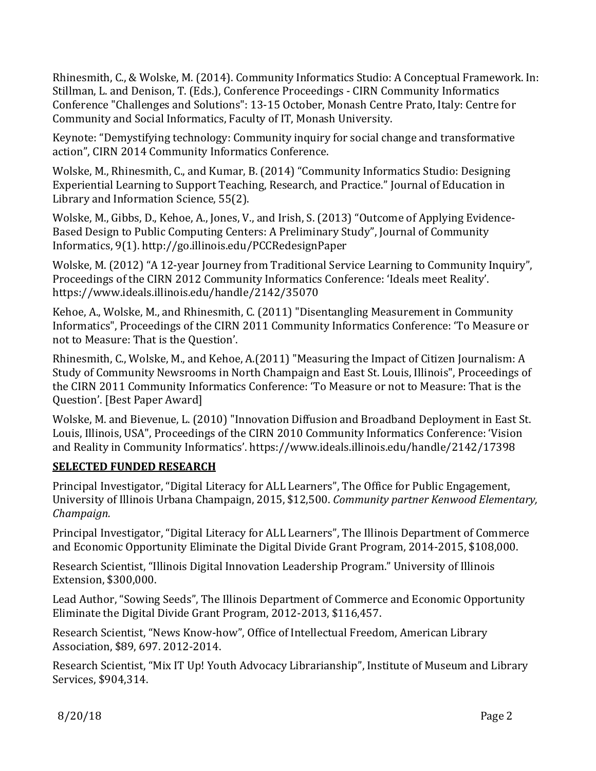Rhinesmith, C., & Wolske, M. (2014). Community Informatics Studio: A Conceptual Framework. In: Stillman, L. and Denison, T. (Eds.), Conference Proceedings - CIRN Community Informatics Conference "Challenges and Solutions": 13-15 October, Monash Centre Prato, Italy: Centre for Community and Social Informatics, Faculty of IT, Monash University.

Keynote: "Demystifying technology: Community inquiry for social change and transformative action", CIRN 2014 Community Informatics Conference.

Wolske, M., Rhinesmith, C., and Kumar, B. (2014) "Community Informatics Studio: Designing Experiential Learning to Support Teaching, Research, and Practice." Journal of Education in Library and Information Science, 55(2).

Wolske, M., Gibbs, D., Kehoe, A., Jones, V., and Irish, S. (2013) "Outcome of Applying Evidence-Based Design to Public Computing Centers: A Preliminary Study", Journal of Community Informatics, 9(1). http://go.illinois.edu/PCCRedesignPaper

Wolske, M. (2012) "A 12-year Journey from Traditional Service Learning to Community Inquiry", Proceedings of the CIRN 2012 Community Informatics Conference: 'Ideals meet Reality'. https://www.ideals.illinois.edu/handle/2142/35070

Kehoe, A., Wolske, M., and Rhinesmith, C. (2011) "Disentangling Measurement in Community Informatics", Proceedings of the CIRN 2011 Community Informatics Conference: 'To Measure or not to Measure: That is the Question'.

Rhinesmith, C., Wolske, M., and Kehoe, A.(2011) "Measuring the Impact of Citizen Journalism: A Study of Community Newsrooms in North Champaign and East St. Louis, Illinois", Proceedings of the CIRN 2011 Community Informatics Conference: 'To Measure or not to Measure: That is the Question'. [Best Paper Award]

Wolske, M. and Bievenue, L. (2010) "Innovation Diffusion and Broadband Deployment in East St. Louis, Illinois, USA", Proceedings of the CIRN 2010 Community Informatics Conference: 'Vision and Reality in Community Informatics'. https://www.ideals.illinois.edu/handle/2142/17398

## SELECTED FUNDED RESEARCH

Principal Investigator, "Digital Literacy for ALL Learners", The Office for Public Engagement, University of Illinois Urbana Champaign, 2015, $12,500. *Community partner Kenwood Elementary, Champaign.*

Principal Investigator, "Digital Literacy for ALL Learners", The Illinois Department of Commerce and Economic Opportunity Eliminate the Digital Divide Grant Program, 2014-2015, $108,000.

Research Scientist, "Illinois Digital Innovation Leadership Program." University of Illinois Extension, $300,000.

Lead Author, "Sowing Seeds", The Illinois Department of Commerce and Economic Opportunity Eliminate the Digital Divide Grant Program, 2012-2013, $116,457.

Research Scientist, "News Know-how", Office of Intellectual Freedom, American Library Association, $89, 697. 2012-2014.

Research Scientist, "Mix IT Up! Youth Advocacy Librarianship", Institute of Museum and Library Services, $904,314.